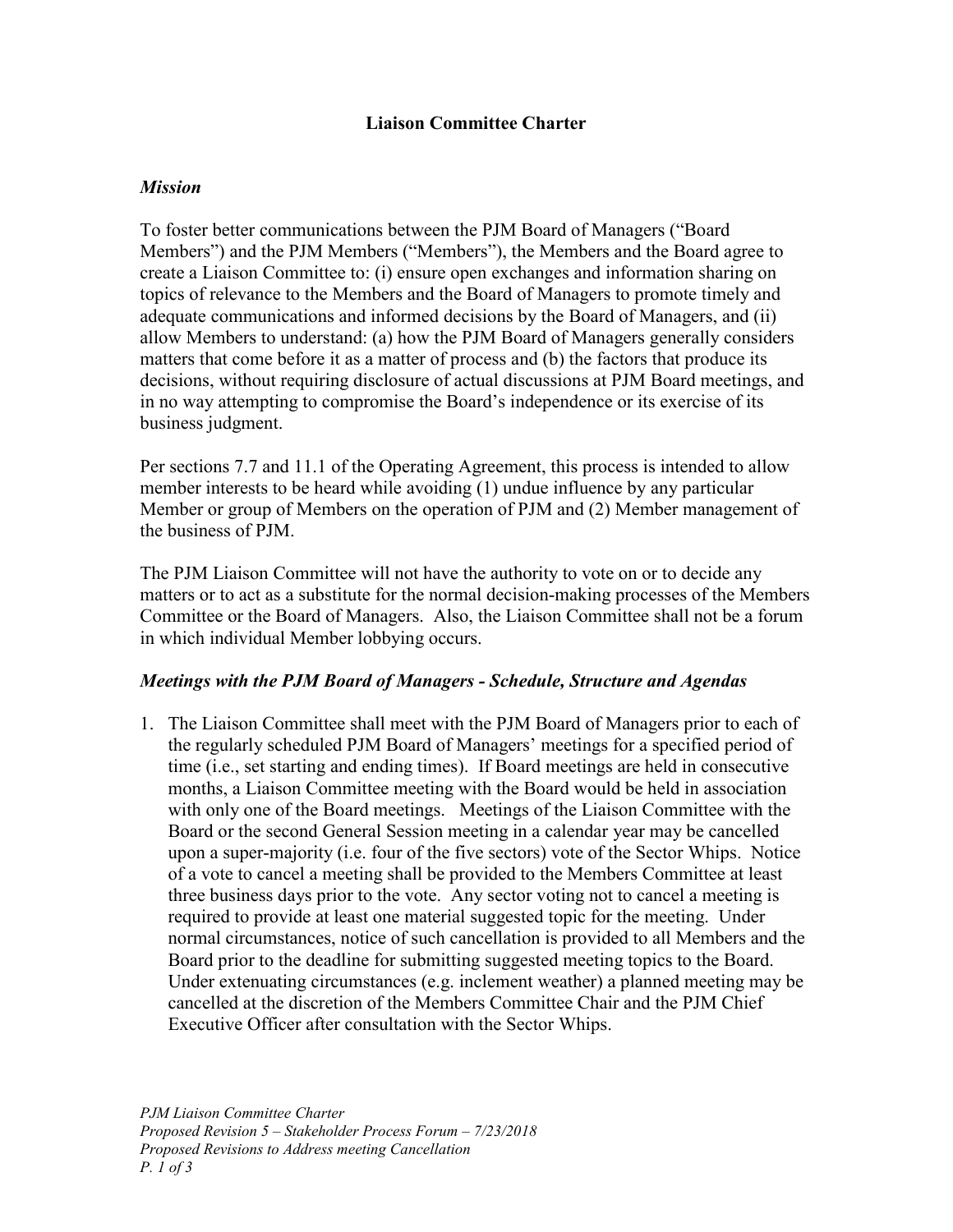# Liaison Committee Charter

## *Mission*

To foster better communications between the PJM Board of Managers ("Board Members") and the PJM Members ("Members"), the Members and the Board agree to create a Liaison Committee to: (i) ensure open exchanges and information sharing on topics of relevance to the Members and the Board of Managers to promote timely and adequate communications and informed decisions by the Board of Managers, and (ii) allow Members to understand: (a) how the PJM Board of Managers generally considers matters that come before it as a matter of process and (b) the factors that produce its decisions, without requiring disclosure of actual discussions at PJM Board meetings, and in no way attempting to compromise the Board's independence or its exercise of its business judgment.

Per sections 7.7 and 11.1 of the Operating Agreement, this process is intended to allow member interests to be heard while avoiding (1) undue influence by any particular Member or group of Members on the operation of PJM and (2) Member management of the business of PJM.

The PJM Liaison Committee will not have the authority to vote on or to decide any matters or to act as a substitute for the normal decision-making processes of the Members Committee or the Board of Managers. Also, the Liaison Committee shall not be a forum in which individual Member lobbying occurs.

## *Meetings with the PJM Board of Managers - Schedule, Structure and Agendas*

1. The Liaison Committee shall meet with the PJM Board of Managers prior to each of the regularly scheduled PJM Board of Managers' meetings for a specified period of time (i.e., set starting and ending times). If Board meetings are held in consecutive months, a Liaison Committee meeting with the Board would be held in association with only one of the Board meetings. Meetings of the Liaison Committee with the Board or the second General Session meeting in a calendar year may be cancelled upon a super-majority (i.e. four of the five sectors) vote of the Sector Whips. Notice of a vote to cancel a meeting shall be provided to the Members Committee at least three business days prior to the vote. Any sector voting not to cancel a meeting is required to provide at least one material suggested topic for the meeting. Under normal circumstances, notice of such cancellation is provided to all Members and the Board prior to the deadline for submitting suggested meeting topics to the Board. Under extenuating circumstances (e.g. inclement weather) a planned meeting may be cancelled at the discretion of the Members Committee Chair and the PJM Chief Executive Officer after consultation with the Sector Whips.

*PJM Liaison Committee Charter*
*Proposed Revision 5 – Stakeholder Process Forum – 7/23/2018*
*Proposed Revisions to Address meeting Cancellation*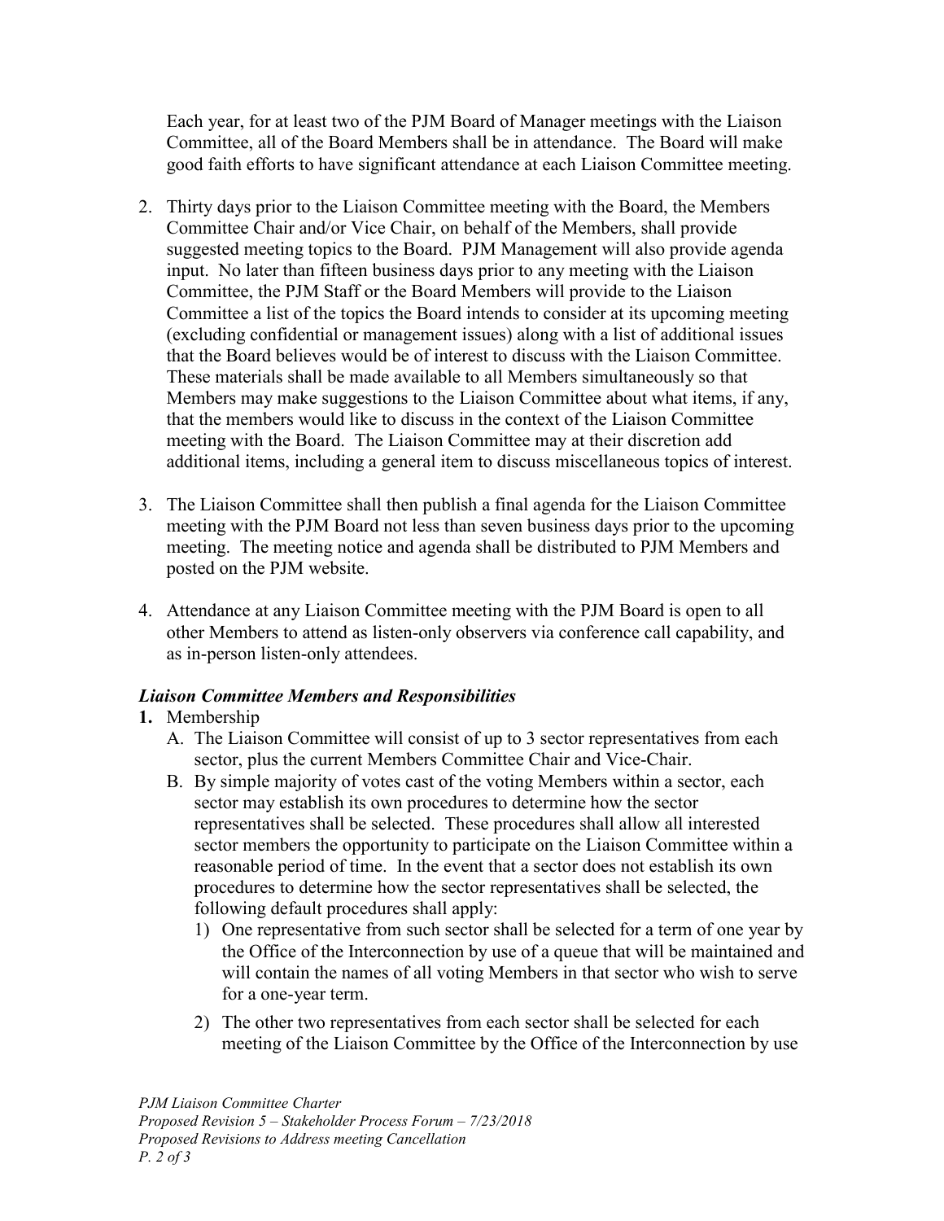Each year, for at least two of the PJM Board of Manager meetings with the Liaison Committee, all of the Board Members shall be in attendance. The Board will make good faith efforts to have significant attendance at each Liaison Committee meeting.

2. Thirty days prior to the Liaison Committee meeting with the Board, the Members Committee Chair and/or Vice Chair, on behalf of the Members, shall provide suggested meeting topics to the Board. PJM Management will also provide agenda input. No later than fifteen business days prior to any meeting with the Liaison Committee, the PJM Staff or the Board Members will provide to the Liaison Committee a list of the topics the Board intends to consider at its upcoming meeting (excluding confidential or management issues) along with a list of additional issues that the Board believes would be of interest to discuss with the Liaison Committee. These materials shall be made available to all Members simultaneously so that Members may make suggestions to the Liaison Committee about what items, if any, that the members would like to discuss in the context of the Liaison Committee meeting with the Board. The Liaison Committee may at their discretion add additional items, including a general item to discuss miscellaneous topics of interest.

3. The Liaison Committee shall then publish a final agenda for the Liaison Committee meeting with the PJM Board not less than seven business days prior to the upcoming meeting. The meeting notice and agenda shall be distributed to PJM Members and posted on the PJM website.

4. Attendance at any Liaison Committee meeting with the PJM Board is open to all other Members to attend as listen-only observers via conference call capability, and as in-person listen-only attendees.

### *Liaison Committee Members and Responsibilities*

**1.** Membership

   A. The Liaison Committee will consist of up to 3 sector representatives from each sector, plus the current Members Committee Chair and Vice-Chair.

   B. By simple majority of votes cast of the voting Members within a sector, each sector may establish its own procedures to determine how the sector representatives shall be selected. These procedures shall allow all interested sector members the opportunity to participate on the Liaison Committee within a reasonable period of time. In the event that a sector does not establish its own procedures to determine how the sector representatives shall be selected, the following default procedures shall apply:

      1) One representative from such sector shall be selected for a term of one year by the Office of the Interconnection by use of a queue that will be maintained and will contain the names of all voting Members in that sector who wish to serve for a one-year term.

      2) The other two representatives from each sector shall be selected for each meeting of the Liaison Committee by the Office of the Interconnection by use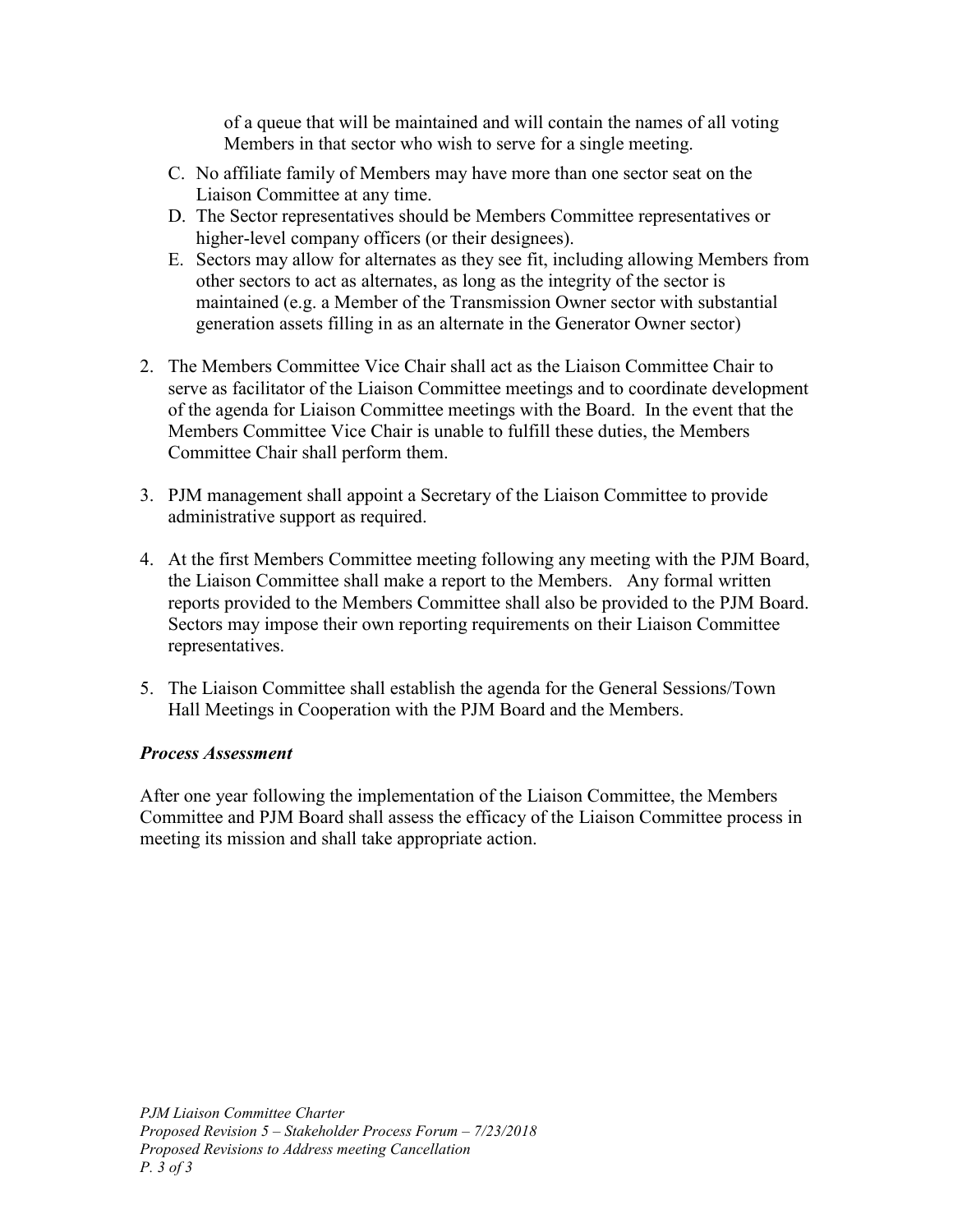of a queue that will be maintained and will contain the names of all voting Members in that sector who wish to serve for a single meeting.

C. No affiliate family of Members may have more than one sector seat on the Liaison Committee at any time.
D. The Sector representatives should be Members Committee representatives or higher-level company officers (or their designees).
E. Sectors may allow for alternates as they see fit, including allowing Members from other sectors to act as alternates, as long as the integrity of the sector is maintained (e.g. a Member of the Transmission Owner sector with substantial generation assets filling in as an alternate in the Generator Owner sector)

2. The Members Committee Vice Chair shall act as the Liaison Committee Chair to serve as facilitator of the Liaison Committee meetings and to coordinate development of the agenda for Liaison Committee meetings with the Board. In the event that the Members Committee Vice Chair is unable to fulfill these duties, the Members Committee Chair shall perform them.

3. PJM management shall appoint a Secretary of the Liaison Committee to provide administrative support as required.

4. At the first Members Committee meeting following any meeting with the PJM Board, the Liaison Committee shall make a report to the Members. Any formal written reports provided to the Members Committee shall also be provided to the PJM Board. Sectors may impose their own reporting requirements on their Liaison Committee representatives.

5. The Liaison Committee shall establish the agenda for the General Sessions/Town Hall Meetings in Cooperation with the PJM Board and the Members.

***Process Assessment***

After one year following the implementation of the Liaison Committee, the Members Committee and PJM Board shall assess the efficacy of the Liaison Committee process in meeting its mission and shall take appropriate action.